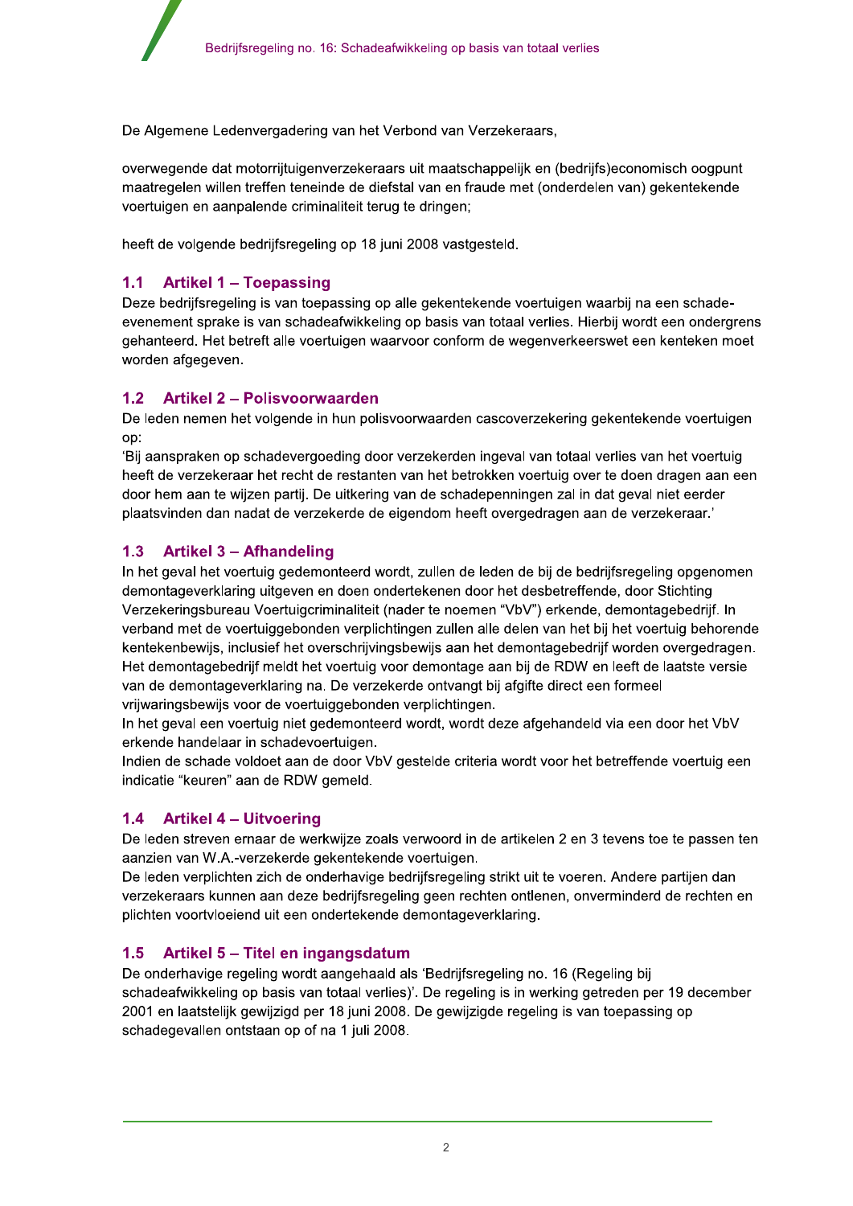De Algemene Ledenvergadering van het Verbond van Verzekeraars,

overwegende dat motorrijtuigenverzekeraars uit maatschappelijk en (bedrijfs)economisch oogpunt maatregelen willen treffen teneinde de diefstal van en fraude met (onderdelen van) gekentekende voertuigen en aanpalende criminaliteit terug te dringen;

heeft de volgende bedrijfsregeling op 18 juni 2008 vastgesteld.

## 1.1 Artikel 1 – Toepassing

Deze bedrijfsregeling is van toepassing op alle gekentekende voertuigen waarbij na een schade-evenement sprake is van schadeafwikkeling op basis van totaal verlies. Hierbij wordt een ondergrens gehanteerd. Het betreft alle voertuigen waarvoor conform de wegenverkeerswet een kenteken moet worden afgegeven.

## 1.2 Artikel 2 – Polisvoorwaarden

De leden nemen het volgende in hun polisvoorwaarden cascoverzekering gekentekende voertuigen op:

'Bij aanspraken op schadevergoeding door verzekerden ingeval van totaal verlies van het voertuig heeft de verzekeraar het recht de restanten van het betrokken voertuig over te doen dragen aan een door hem aan te wijzen partij. De uitkering van de schadepenningen zal in dat geval niet eerder plaatsvinden dan nadat de verzekerde de eigendom heeft overgedragen aan de verzekeraar.'

## 1.3 Artikel 3 – Afhandeling

In het geval het voertuig gedemonteerd wordt, zullen de leden de bij de bedrijfsregeling opgenomen demontageverklaring uitgeven en doen ondertekenen door het desbetreffende, door Stichting Verzekeringsbureau Voertuigcriminaliteit (nader te noemen "VbV") erkende, demontagebedrijf. In verband met de voertuiggebonden verplichtingen zullen alle delen van het bij het voertuig behorende kentekenbewijs, inclusief het overschrijvingsbewijs aan het demontagebedrijf worden overgedragen. Het demontagebedrijf meldt het voertuig voor demontage aan bij de RDW en leeft de laatste versie van de demontageverklaring na. De verzekerde ontvangt bij afgifte direct een formeel vrijwaringsbewijs voor de voertuiggebonden verplichtingen.

In het geval een voertuig niet gedemonteerd wordt, wordt deze afgehandeld via een door het VbV erkende handelaar in schadevoertuigen.

Indien de schade voldoet aan de door VbV gestelde criteria wordt voor het betreffende voertuig een indicatie "keuren" aan de RDW gemeld.

## 1.4 Artikel 4 – Uitvoering

De leden streven ernaar de werkwijze zoals verwoord in de artikelen 2 en 3 tevens toe te passen ten aanzien van W.A.-verzekerde gekentekende voertuigen.

De leden verplichten zich de onderhavige bedrijfsregeling strikt uit te voeren. Andere partijen dan verzekeraars kunnen aan deze bedrijfsregeling geen rechten ontlenen, onverminderd de rechten en plichten voortvloeiend uit een ondertekende demontageverklaring.

## 1.5 Artikel 5 – Titel en ingangsdatum

De onderhavige regeling wordt aangehaald als 'Bedrijfsregeling no. 16 (Regeling bij schadeafwikkeling op basis van totaal verlies)'. De regeling is in werking getreden per 19 december 2001 en laatstelijk gewijzigd per 18 juni 2008. De gewijzigde regeling is van toepassing op schadegevallen ontstaan op of na 1 juli 2008.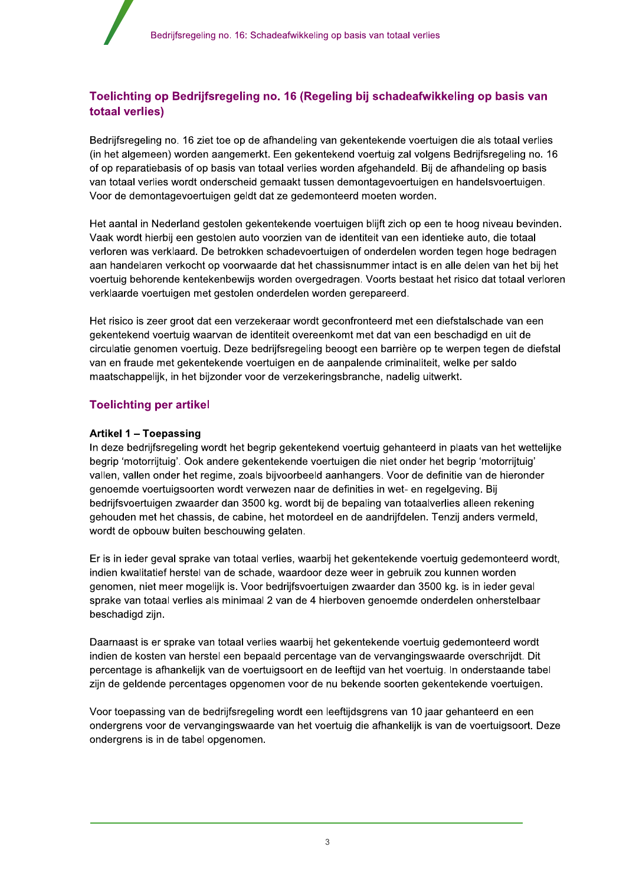## Toelichting op Bedrijfsregeling no. 16 (Regeling bij schadeafwikkeling op basis van totaal verlies)

Bedrijfsregeling no. 16 ziet toe op de afhandeling van gekentekende voertuigen die als totaal verlies (in het algemeen) worden aangemerkt. Een gekentekend voertuig zal volgens Bedrijfsregeling no. 16 of op reparatiebasis of op basis van totaal verlies worden afgehandeld. Bij de afhandeling op basis van totaal verlies wordt onderscheid gemaakt tussen demontagevoertuigen en handelsvoertuigen. Voor de demontagevoertuigen geldt dat ze gedemonteerd moeten worden.

Het aantal in Nederland gestolen gekentekende voertuigen blijft zich op een te hoog niveau bevinden. Vaak wordt hierbij een gestolen auto voorzien van de identiteit van een identieke auto, die totaal verloren was verklaard. De betrokken schadevoertuigen of onderdelen worden tegen hoge bedragen aan handelaren verkocht op voorwaarde dat het chassisnummer intact is en alle delen van het bij het voertuig behorende kentekenbewijs worden overgedragen. Voorts bestaat het risico dat totaal verloren verklaarde voertuigen met gestolen onderdelen worden gerepareerd.

Het risico is zeer groot dat een verzekeraar wordt geconfronteerd met een diefstalschade van een gekentekend voertuig waarvan de identiteit overeenkomt met dat van een beschadigd en uit de circulatie genomen voertuig. Deze bedrijfsregeling beoogt een barrière op te werpen tegen de diefstal van en fraude met gekentekende voertuigen en de aanpalende criminaliteit, welke per saldo maatschappelijk, in het bijzonder voor de verzekeringsbranche, nadelig uitwerkt.

### Toelichting per artikel

**Artikel 1 – Toepassing**

In deze bedrijfsregeling wordt het begrip gekentekend voertuig gehanteerd in plaats van het wettelijke begrip 'motorrijtuig'. Ook andere gekentekende voertuigen die niet onder het begrip 'motorrijtuig' vallen, vallen onder het regime, zoals bijvoorbeeld aanhangers. Voor de definitie van de hieronder genoemde voertuigsoorten wordt verwezen naar de definities in wet- en regelgeving. Bij bedrijfsvoertuigen zwaarder dan 3500 kg. wordt bij de bepaling van totaalverlies alleen rekening gehouden met het chassis, de cabine, het motordeel en de aandrijfdelen. Tenzij anders vermeld, wordt de opbouw buiten beschouwing gelaten.

Er is in ieder geval sprake van totaal verlies, waarbij het gekentekende voertuig gedemonteerd wordt, indien kwalitatief herstel van de schade, waardoor deze weer in gebruik zou kunnen worden genomen, niet meer mogelijk is. Voor bedrijfsvoertuigen zwaarder dan 3500 kg. is in ieder geval sprake van totaal verlies als minimaal 2 van de 4 hierboven genoemde onderdelen onherstelbaar beschadigd zijn.

Daarnaast is er sprake van totaal verlies waarbij het gekentekende voertuig gedemonteerd wordt indien de kosten van herstel een bepaald percentage van de vervangingswaarde overschrijdt. Dit percentage is afhankelijk van de voertuigsoort en de leeftijd van het voertuig. In onderstaande tabel zijn de geldende percentages opgenomen voor de nu bekende soorten gekentekende voertuigen.

Voor toepassing van de bedrijfsregeling wordt een leeftijdsgrens van 10 jaar gehanteerd en een ondergrens voor de vervangingswaarde van het voertuig die afhankelijk is van de voertuigsoort. Deze ondergrens is in de tabel opgenomen.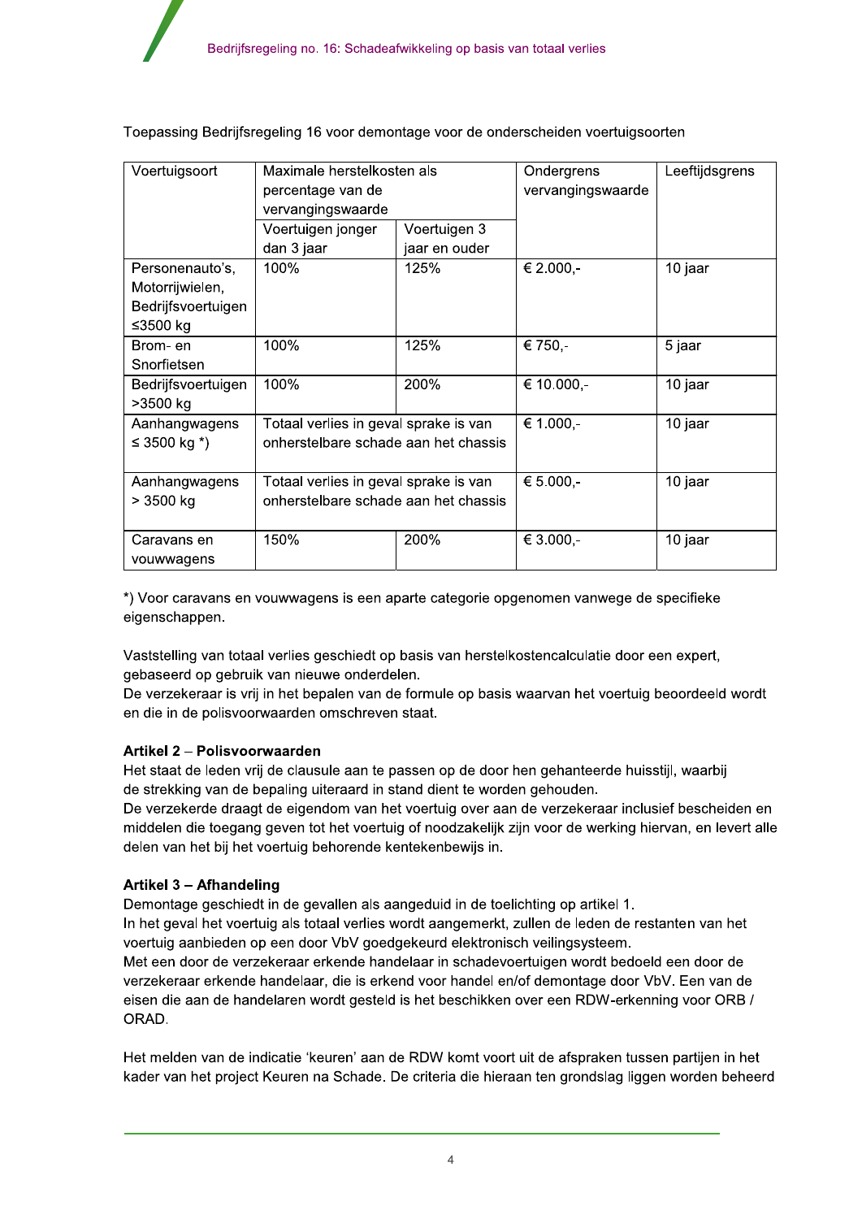Toepassing Bedrijfsregeling 16 voor demontage voor de onderscheiden voertuigsoorten

| Voertuigsoort | Maximale herstelkosten als percentage van de vervangingswaarde | | Ondergrens vervangingswaarde | Leeftijdsgrens |
|---|---|---|---|---|
| | Voertuigen jonger dan 3 jaar | Voertuigen 3 jaar en ouder | | |
| Personenauto's, Motorrijwielen, Bedrijfsvoertuigen ≤3500 kg | 100% | 125% | € 2.000,- | 10 jaar |
| Brom- en Snorfietsen | 100% | 125% | € 750,- | 5 jaar |
| Bedrijfsvoertuigen >3500 kg | 100% | 200% | € 10.000,- | 10 jaar |
| Aanhangwagens ≤ 3500 kg *) | Totaal verlies in geval sprake is van onherstelbare schade aan het chassis | | € 1.000,- | 10 jaar |
| Aanhangwagens > 3500 kg | Totaal verlies in geval sprake is van onherstelbare schade aan het chassis | | € 5.000,- | 10 jaar |
| Caravans en vouwwagens | 150% | 200% | € 3.000,- | 10 jaar |

*) Voor caravans en vouwwagens is een aparte categorie opgenomen vanwege de specifieke eigenschappen.

Vaststelling van totaal verlies geschiedt op basis van herstelkostencalculatie door een expert, gebaseerd op gebruik van nieuwe onderdelen.
De verzekeraar is vrij in het bepalen van de formule op basis waarvan het voertuig beoordeeld wordt en die in de polisvoorwaarden omschreven staat.

**Artikel 2 – Polisvoorwaarden**
Het staat de leden vrij de clausule aan te passen op de door hen gehanteerde huisstijl, waarbij de strekking van de bepaling uiteraard in stand dient te worden gehouden.
De verzekerde draagt de eigendom van het voertuig over aan de verzekeraar inclusief bescheiden en middelen die toegang geven tot het voertuig of noodzakelijk zijn voor de werking hiervan, en levert alle delen van het bij het voertuig behorende kentekenbewijs in.

**Artikel 3 – Afhandeling**
Demontage geschiedt in de gevallen als aangeduid in de toelichting op artikel 1.
In het geval het voertuig als totaal verlies wordt aangemerkt, zullen de leden de restanten van het voertuig aanbieden op een door VbV goedgekeurd elektronisch veilingsysteem.
Met een door de verzekeraar erkende handelaar in schadevoertuigen wordt bedoeld een door de verzekeraar erkende handelaar, die is erkend voor handel en/of demontage door VbV. Een van de eisen die aan de handelaren wordt gesteld is het beschikken over een RDW-erkenning voor ORB / ORAD.

Het melden van de indicatie 'keuren' aan de RDW komt voort uit de afspraken tussen partijen in het kader van het project Keuren na Schade. De criteria die hieraan ten grondslag liggen worden beheerd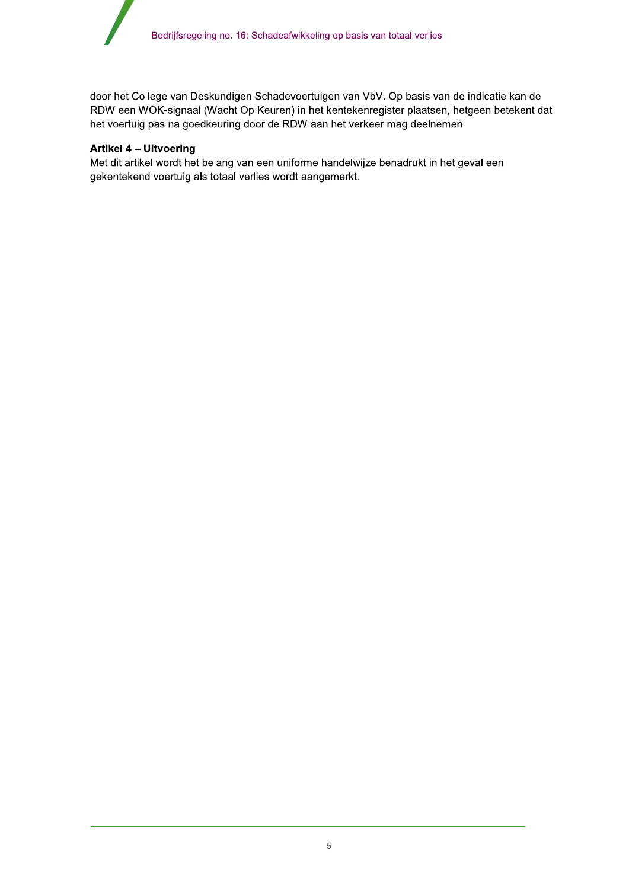door het College van Deskundigen Schadevoertuigen van VbV. Op basis van de indicatie kan de RDW een WOK-signaal (Wacht Op Keuren) in het kentekenregister plaatsen, hetgeen betekent dat het voertuig pas na goedkeuring door de RDW aan het verkeer mag deelnemen.

**Artikel 4 – Uitvoering**

Met dit artikel wordt het belang van een uniforme handelwijze benadrukt in het geval een gekentekend voertuig als totaal verlies wordt aangemerkt.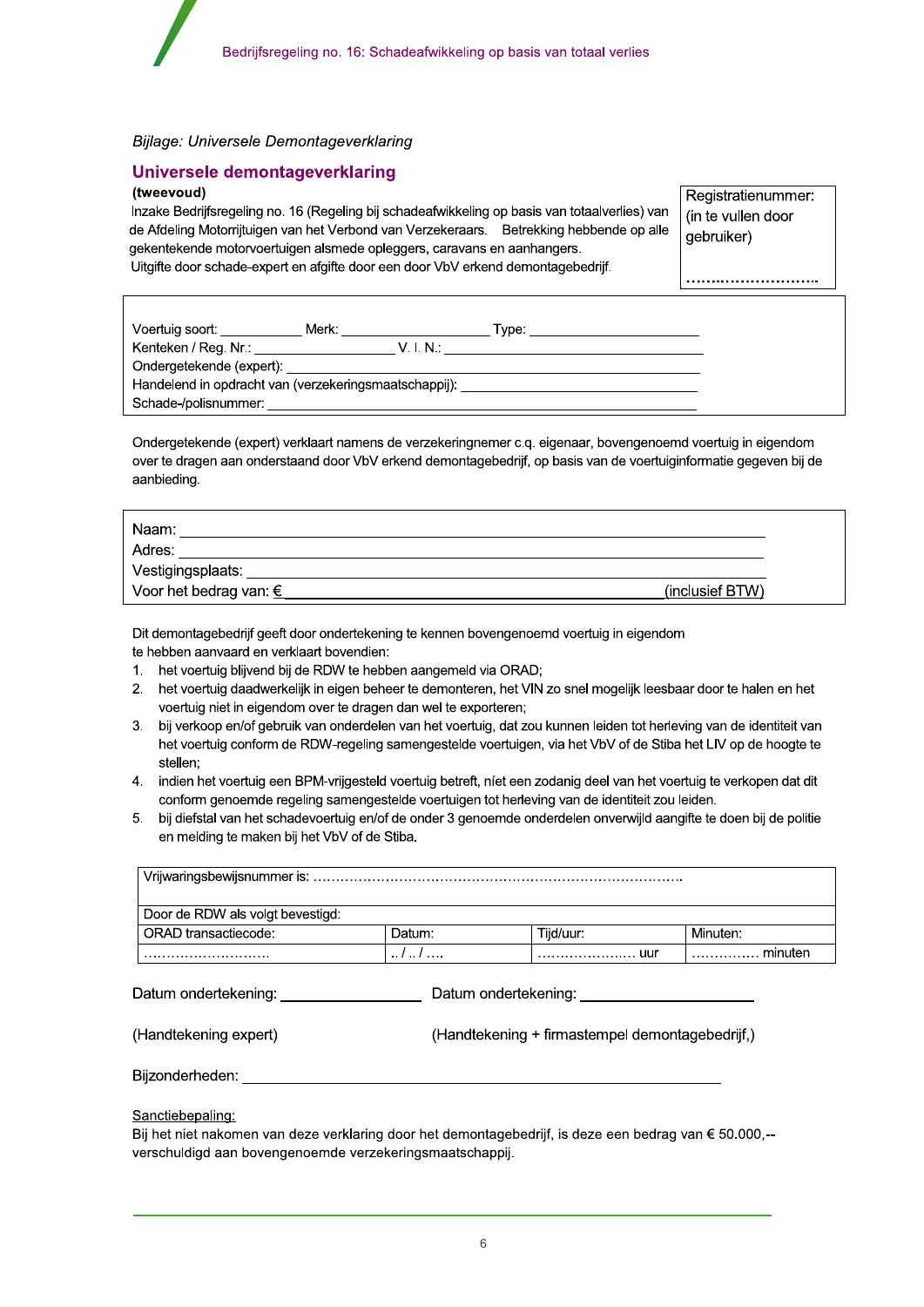*Bijlage: Universele Demontageverklaring*

## Universele demontageverklaring

**(tweevoud)**

Inzake Bedrijfsregeling no. 16 (Regeling bij schadeafwikkeling op basis van totaalverlies) van de Afdeling Motorrijtuigen van het Verbond van Verzekeraars. Betrekking hebbende op alle gekentekende motorvoertuigen alsmede opleggers, caravans en aanhangers.
Uitgifte door schade-expert en afgifte door een door VbV erkend demontagebedrijf.

Registratienummer: (in te vullen door gebruiker)

………………………

Voertuig soort: __________ Merk: __________________ Type: ______________________
Kenteken / Reg. Nr.: __________________ V. I. N.: ______________________________
Ondergetekende (expert): ____________________________________________
Handelend in opdracht van (verzekeringsmaatschappij): ____________________________
Schade-/polisnummer: ____________________________________________

Ondergetekende (expert) verklaart namens de verzekeringnemer c.q. eigenaar, bovengenoemd voertuig in eigendom over te dragen aan onderstaand door VbV erkend demontagebedrijf, op basis van de voertuiginformatie gegeven bij de aanbieding.

Naam: ____________________________________________
Adres: ____________________________________________
Vestigingsplaats: ____________________________________________
Voor het bedrag van: € ____________________________________________ (inclusief BTW)

Dit demontagebedrijf geeft door ondertekening te kennen bovengenoemd voertuig in eigendom te hebben aanvaard en verklaart bovendien:

1. het voertuig blijvend bij de RDW te hebben aangemeld via ORAD;
2. het voertuig daadwerkelijk in eigen beheer te demonteren, het VIN zo snel mogelijk leesbaar door te halen en het voertuig niet in eigendom over te dragen dan wel te exporteren;
3. bij verkoop en/of gebruik van onderdelen van het voertuig, dat zou kunnen leiden tot herleving van de identiteit van het voertuig conform de RDW-regeling samengestelde voertuigen, via het VbV of de Stiba het LIV op de hoogte te stellen;
4. indien het voertuig een BPM-vrijgesteld voertuig betreft, níet een zodanig deel van het voertuig te verkopen dat dit conform genoemde regeling samengestelde voertuigen tot herleving van de identiteit zou leiden.
5. bij diefstal van het schadevoertuig en/of de onder 3 genoemde onderdelen onverwijld aangifte te doen bij de politie en melding te maken bij het VbV of de Stiba.

| | | | |
|---|---|---|---|
| Vrijwaringsbewijsnummer is: ……………………………………………………………………… | | | |
| Door de RDW als volgt bevestigd: | | | |
| ORAD transactiecode: | Datum: | Tijd/uur: | Minuten: |
| ……………………… | .. / .. / …. | ………………… uur | …………… minuten |

Datum ondertekening: ________________ Datum ondertekening: ____________________

(Handtekening expert) (Handtekening + firmastempel demontagebedrijf,)

Bijzonderheden: ____________________________________________

Sanctiebepaling:
Bij het niet nakomen van deze verklaring door het demontagebedrijf, is deze een bedrag van € 50.000,-- verschuldigd aan bovengenoemde verzekeringsmaatschappij.